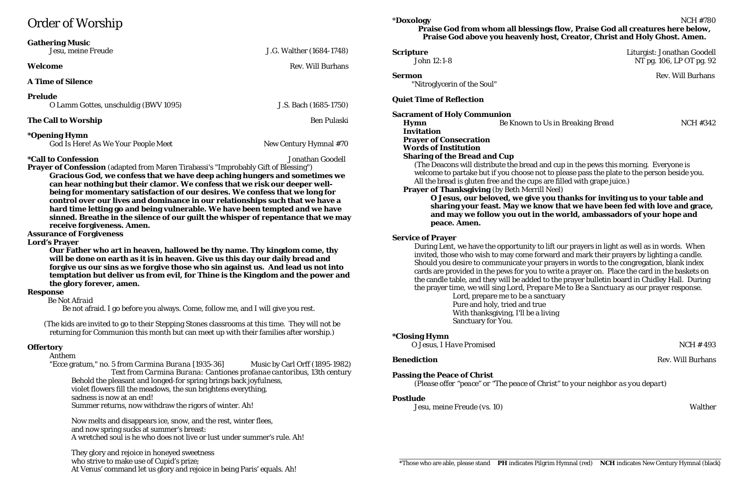# Order of Worship

**Gathering Music**
*Jesu, meine Freude* — J.G. Walther (1684-1748)

**Welcome** — Rev. Will Burhans

**A Time of Silence**

**Prelude**
*O Lamm Gottes, unschuldig* (BWV 1095) — J.S. Bach (1685-1750)

**The Call to Worship** — Ben Pulaski

***Opening Hymn**
*God Is Here! As We Your People Meet* — New Century Hymnal #70

***Call to Confession** — Jonathan Goodell

**Prayer of Confession** (adapted from Maren Tirabassi's "Improbably Gift of Blessing")

**Gracious God, we confess that we have deep aching hungers and sometimes we can hear nothing but their clamor. We confess that we risk our deeper well-being for momentary satisfaction of our desires. We confess that we long for control over our lives and dominance in our relationships such that we have a hard time letting go and being vulnerable. We have been tempted and we have sinned. Breathe in the silence of our guilt the whisper of repentance that we may receive forgiveness. Amen.**

**Assurance of Forgiveness**

**Lord's Prayer**

**Our Father who art in heaven, hallowed be thy name. Thy kingdom come, thy will be done on earth as it is in heaven. Give us this day our daily bread and forgive us our sins as we forgive those who sin against us. And lead us not into temptation but deliver us from evil, for Thine is the Kingdom and the power and the glory forever, amen.**

**Response**
*Be Not Afraid*
Be not afraid. I go before you always. Come, follow me, and I will give you rest.

(The kids are invited to go to their Stepping Stones classrooms at this time. They will not be returning for Communion this month but can meet up with their families after worship.)

**Offertory**
Anthem
"Ecce gratum," no. 5 from *Carmina Burana* [1935-36] — Music by Carl Orff (1895-1982)
Text from *Carmina Burana: Cantiones profanae cantoribus*, 13th century

Behold the pleasant and longed-for spring brings back joyfulness,
violet flowers fill the meadows, the sun brightens everything,
sadness is now at an end!
Summer returns, now withdraw the rigors of winter. Ah!

Now melts and disappears ice, snow, and the rest, winter flees,
and now spring sucks at summer's breast:
A wretched soul is he who does not live or lust under summer's rule. Ah!

They glory and rejoice in honeyed sweetness
who strive to make use of Cupid's prize;
At Venus' command let us glory and rejoice in being Paris' equals. Ah!

***Doxology** — NCH #780

**Praise God from whom all blessings flow, Praise God all creatures here below,
Praise God above you heavenly host, Creator, Christ and Holy Ghost. Amen.**

**Scripture** — Liturgist: Jonathan Goodell
John 12:1-8 — NT pg. 106, LP OT pg. 92

**Sermon** — Rev. Will Burhans
"Nitroglycerin of the Soul"

**Quiet Time of Reflection**

**Sacrament of Holy Communion**

**Hymn** — *Be Known to Us in Breaking Bread* — NCH #342
**Invitation**
**Prayer of Consecration**
**Words of Institution**
**Sharing of the Bread and Cup**

(The Deacons will distribute the bread and cup in the pews this morning. Everyone is welcome to partake but if you choose not to please pass the plate to the person beside you. All the bread is gluten free and the cups are filled with grape juice.)

**Prayer of Thanksgiving** (by Beth Merrill Neel)

**O Jesus, our beloved, we give you thanks for inviting us to your table and sharing your feast. May we know that we have been fed with love and grace, and may we follow you out in the world, ambassadors of your hope and peace. Amen.**

**Service of Prayer**

During Lent, we have the opportunity to lift our prayers in light as well as in words. When invited, those who wish to may come forward and mark their prayers by lighting a candle. Should you desire to communicate your prayers in words to the congregation, blank index cards are provided in the pews for you to write a prayer on. Place the card in the baskets on the candle table, and they will be added to the prayer bulletin board in Chidley Hall. During the prayer time, we will sing *Lord, Prepare Me to Be a Sanctuary* as our prayer response.

Lord, prepare me to be a sanctuary
Pure and holy, tried and true
With thanksgiving, I'll be a living
Sanctuary for You.

***Closing Hymn**
*O Jesus, I Have Promised* — NCH # 493

**Benediction** — Rev. Will Burhans

**Passing the Peace of Christ**
*(Please offer "peace" or "The peace of Christ" to your neighbor as you depart)*

**Postlude**
*Jesu, meine Freude* (vs. 10) — Walther

*Those who are able, please stand **PH** indicates Pilgrim Hymnal (red) **NCH** indicates New Century Hymnal (black)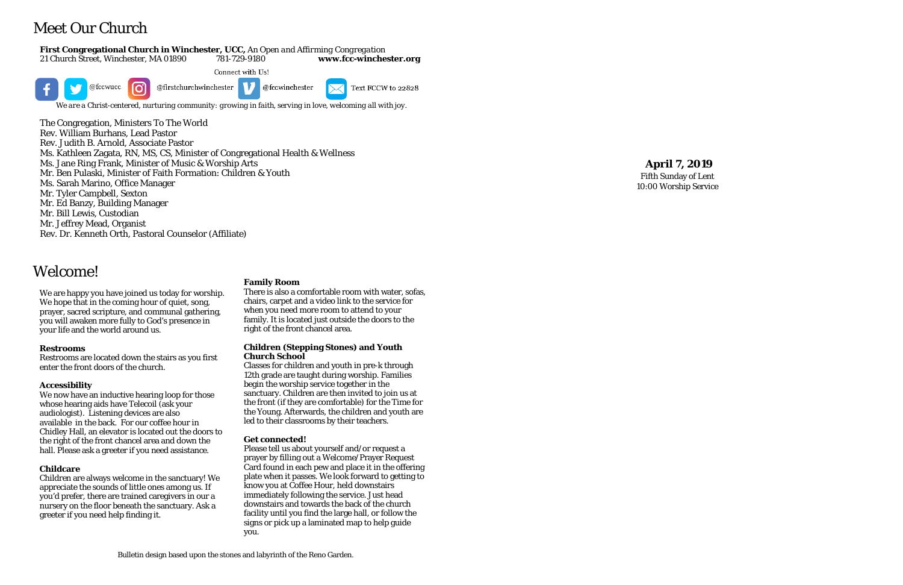# Meet Our Church

**First Congregational Church in Winchester, UCC,** *An Open and Affirming Congregation*
21 Church Street, Winchester, MA 01890 781-729-9180 **www.fcc-winchester.org**

Connect with Us!

@fccwucc @firstchurchwinchester @fccwinchester Text FCCW to 22828

*We are a Christ-centered, nurturing community: growing in faith, serving in love, welcoming all with joy.*

The Congregation, Ministers To The World
Rev. William Burhans, Lead Pastor
Rev. Judith B. Arnold, Associate Pastor
Ms. Kathleen Zagata, RN, MS, CS, Minister of Congregational Health & Wellness
Ms. Jane Ring Frank, Minister of Music & Worship Arts
Mr. Ben Pulaski, Minister of Faith Formation: Children & Youth
Ms. Sarah Marino, Office Manager
Mr. Tyler Campbell, Sexton
Mr. Ed Banzy, Building Manager
Mr. Bill Lewis, Custodian
Mr. Jeffrey Mead, Organist
Rev. Dr. Kenneth Orth, Pastoral Counselor (Affiliate)

# Welcome!

We are happy you have joined us today for worship. We hope that in the coming hour of quiet, song, prayer, sacred scripture, and communal gathering, you will awaken more fully to God's presence in your life and the world around us.

**Restrooms**
Restrooms are located down the stairs as you first enter the front doors of the church.

**Accessibility**
We now have an inductive hearing loop for those whose hearing aids have Telecoil (ask your audiologist). Listening devices are also available in the back. For our coffee hour in Chidley Hall, an elevator is located out the doors to the right of the front chancel area and down the hall. Please ask a greeter if you need assistance.

**Childcare**
Children are always welcome in the sanctuary! We appreciate the sounds of little ones among us. If you'd prefer, there are trained caregivers in our a nursery on the floor beneath the sanctuary. Ask a greeter if you need help finding it.

**Family Room**
There is also a comfortable room with water, sofas, chairs, carpet and a video link to the service for when you need more room to attend to your family. It is located just outside the doors to the right of the front chancel area.

**Children (Stepping Stones) and Youth Church School**
Classes for children and youth in pre-k through 12th grade are taught during worship. Families begin the worship service together in the sanctuary. Children are then invited to join us at the front (if they are comfortable) for the Time for the Young. Afterwards, the children and youth are led to their classrooms by their teachers.

**Get connected!**
Please tell us about yourself and/or request a prayer by filling out a Welcome/Prayer Request Card found in each pew and place it in the offering plate when it passes. We look forward to getting to know you at Coffee Hour, held downstairs immediately following the service. Just head downstairs and towards the back of the church facility until you find the large hall, or follow the signs or pick up a laminated map to help guide you.

Bulletin design based upon the stones and labyrinth of the Reno Garden.

**April 7, 2019**
Fifth Sunday of Lent
10:00 Worship Service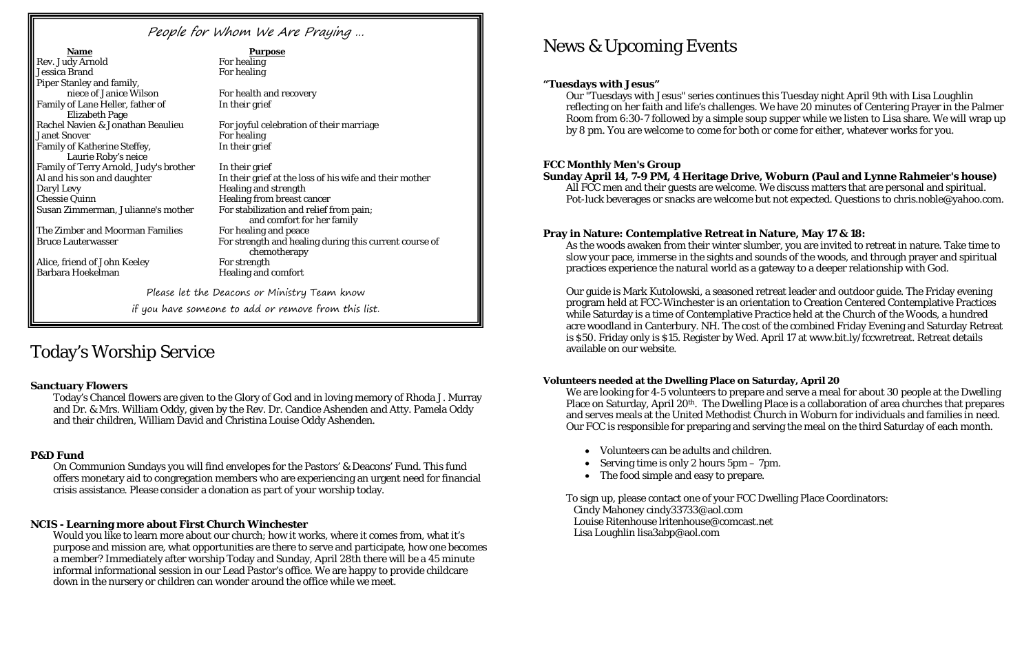## *People for Whom We Are Praying …*

| **Name** | **Purpose** |
|---|---|
| Rev. Judy Arnold | For healing |
| Jessica Brand | For healing |
| Piper Stanley and family, niece of Janice Wilson | For health and recovery |
| Family of Lane Heller, father of Elizabeth Page | In their grief |
| Rachel Navien & Jonathan Beaulieu | For joyful celebration of their marriage |
| Janet Snover | For healing |
| Family of Katherine Steffey, Laurie Roby's neice | In their grief |
| Family of Terry Arnold, Judy's brother | In their grief |
| Al and his son and daughter | In their grief at the loss of his wife and their mother |
| Daryl Levy | Healing and strength |
| Chessie Quinn | Healing from breast cancer |
| Susan Zimmerman, Julianne's mother | For stabilization and relief from pain; and comfort for her family |
| The Zimber and Moorman Families | For healing and peace |
| Bruce Lauterwasser | For strength and healing during this current course of chemotherapy |
| Alice, friend of John Keeley | For strength |
| Barbara Hoekelman | Healing and comfort |

*Please let the Deacons or Ministry Team know if you have someone to add or remove from this list.*

# Today's Worship Service

**Sanctuary Flowers**

Today's Chancel flowers are given to the Glory of God and in loving memory of Rhoda J. Murray and Dr. & Mrs. William Oddy, given by the Rev. Dr. Candice Ashenden and Atty. Pamela Oddy and their children, William David and Christina Louise Oddy Ashenden.

**P&D Fund**

On Communion Sundays you will find envelopes for the Pastors' & Deacons' Fund. This fund offers monetary aid to congregation members who are experiencing an urgent need for financial crisis assistance. Please consider a donation as part of your worship today.

**NCIS - Learning more about First Church Winchester**

Would you like to learn more about our church; how it works, where it comes from, what it's purpose and mission are, what opportunities are there to serve and participate, how one becomes a member? Immediately after worship Today and Sunday, April 28th there will be a 45 minute informal informational session in our Lead Pastor's office. We are happy to provide childcare down in the nursery or children can wonder around the office while we meet.

# News & Upcoming Events

**"Tuesdays with Jesus"**

Our "Tuesdays with Jesus" series continues this Tuesday night April 9th with Lisa Loughlin reflecting on her faith and life's challenges. We have 20 minutes of Centering Prayer in the Palmer Room from 6:30-7 followed by a simple soup supper while we listen to Lisa share. We will wrap up by 8 pm. You are welcome to come for both or come for either, whatever works for you.

**FCC Monthly Men's Group**
**Sunday April 14, 7-9 PM, 4 Heritage Drive, Woburn (Paul and Lynne Rahmeier's house)**

All FCC men and their guests are welcome. We discuss matters that are personal and spiritual. Pot-luck beverages or snacks are welcome but not expected. Questions to chris.noble@yahoo.com.

**Pray in Nature: Contemplative Retreat in Nature, May 17 & 18:**

As the woods awaken from their winter slumber, you are invited to retreat in nature. Take time to slow your pace, immerse in the sights and sounds of the woods, and through prayer and spiritual practices experience the natural world as a gateway to a deeper relationship with God.

Our guide is Mark Kutolowski, a seasoned retreat leader and outdoor guide. The Friday evening program held at FCC-Winchester is an orientation to Creation Centered Contemplative Practices while Saturday is a time of Contemplative Practice held at the Church of the Woods, a hundred acre woodland in Canterbury. NH. The cost of the combined Friday Evening and Saturday Retreat is $50. Friday only is $15. Register by Wed. April 17 at www.bit.ly/fccwretreat. Retreat details available on our website.

**Volunteers needed at the Dwelling Place on Saturday, April 20**

We are looking for 4-5 volunteers to prepare and serve a meal for about 30 people at the Dwelling Place on Saturday, April 20th. The Dwelling Place is a collaboration of area churches that prepares and serves meals at the United Methodist Church in Woburn for individuals and families in need. Our FCC is responsible for preparing and serving the meal on the third Saturday of each month.

- Volunteers can be adults and children.
- Serving time is only 2 hours 5pm – 7pm.
- The food simple and easy to prepare.

To sign up, please contact one of your FCC Dwelling Place Coordinators:
Cindy Mahoney cindy33733@aol.com
Louise Ritenhouse lritenhouse@comcast.net
Lisa Loughlin lisa3abp@aol.com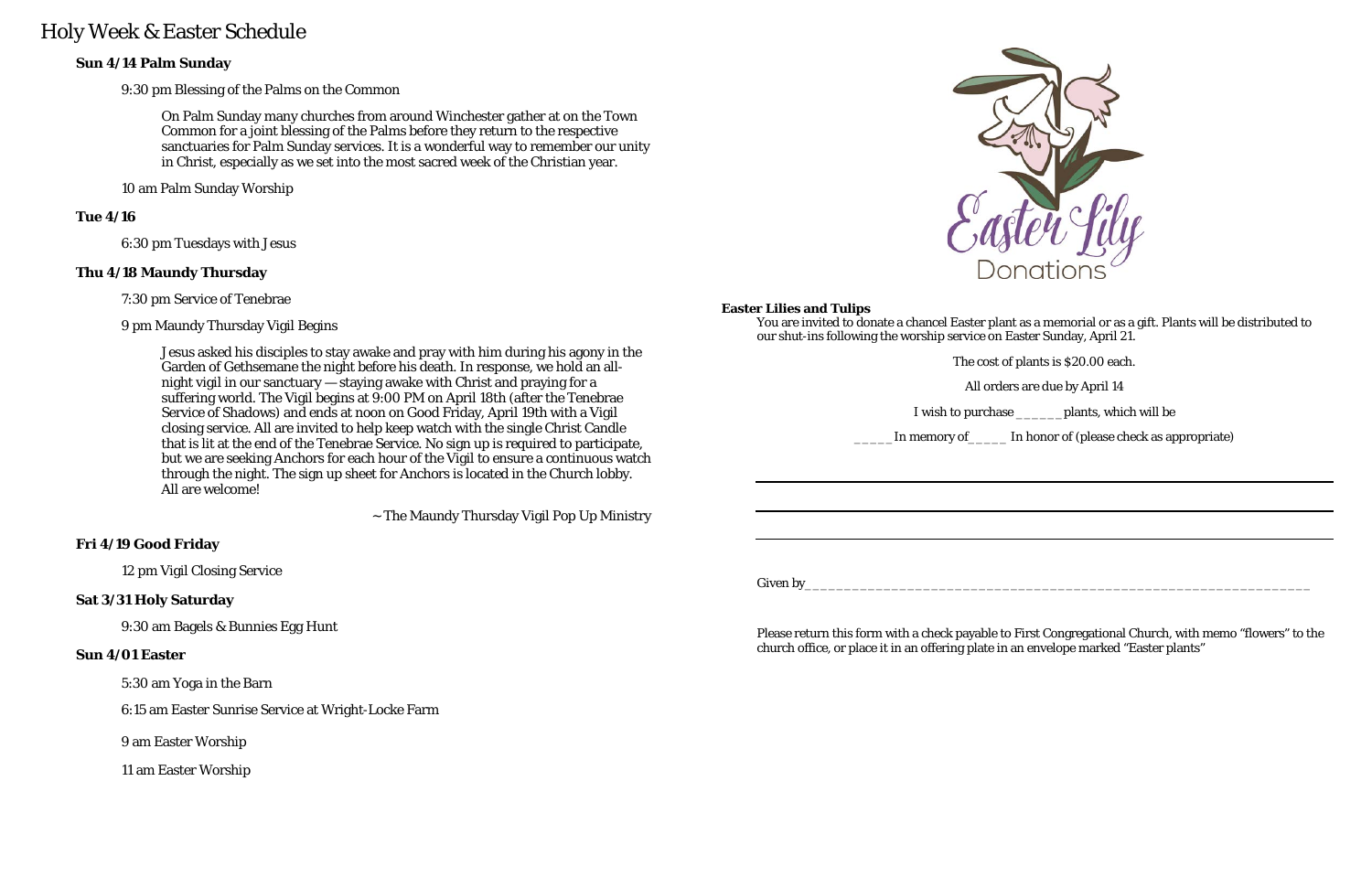# Holy Week & Easter Schedule

**Sun 4/14 Palm Sunday**

9:30 pm Blessing of the Palms on the Common

On Palm Sunday many churches from around Winchester gather at on the Town Common for a joint blessing of the Palms before they return to the respective sanctuaries for Palm Sunday services. It is a wonderful way to remember our unity in Christ, especially as we set into the most sacred week of the Christian year.

10 am Palm Sunday Worship

**Tue 4/16**

6:30 pm Tuesdays with Jesus

**Thu 4/18 Maundy Thursday**

7:30 pm Service of Tenebrae

9 pm Maundy Thursday Vigil Begins

Jesus asked his disciples to stay awake and pray with him during his agony in the Garden of Gethsemane the night before his death. In response, we hold an all-night vigil in our sanctuary — staying awake with Christ and praying for a suffering world. The Vigil begins at 9:00 PM on April 18th (after the Tenebrae Service of Shadows) and ends at noon on Good Friday, April 19th with a Vigil closing service. All are invited to help keep watch with the single Christ Candle that is lit at the end of the Tenebrae Service. No sign up is required to participate, but we are seeking Anchors for each hour of the Vigil to ensure a continuous watch through the night. The sign up sheet for Anchors is located in the Church lobby. All are welcome!

~ The Maundy Thursday Vigil Pop Up Ministry

**Fri 4/19 Good Friday**

12 pm Vigil Closing Service

**Sat 3/31 Holy Saturday**

9:30 am Bagels & Bunnies Egg Hunt

**Sun 4/01 Easter**

5:30 am Yoga in the Barn

6:15 am Easter Sunrise Service at Wright-Locke Farm

9 am Easter Worship

11 am Easter Worship

Easter Lily Donations

**Easter Lilies and Tulips**

You are invited to donate a chancel Easter plant as a memorial or as a gift. Plants will be distributed to our shut-ins following the worship service on Easter Sunday, April 21.

The cost of plants is $20.00 each.

All orders are due by April 14

I wish to purchase ______plants, which will be

_____In memory of_____ In honor of (please check as appropriate)

_______________________________________________

_______________________________________________

_______________________________________________

Given by_________________________________________________________________

Please return this form with a check payable to First Congregational Church, with memo "flowers" to the church office, or place it in an offering plate in an envelope marked "Easter plants"